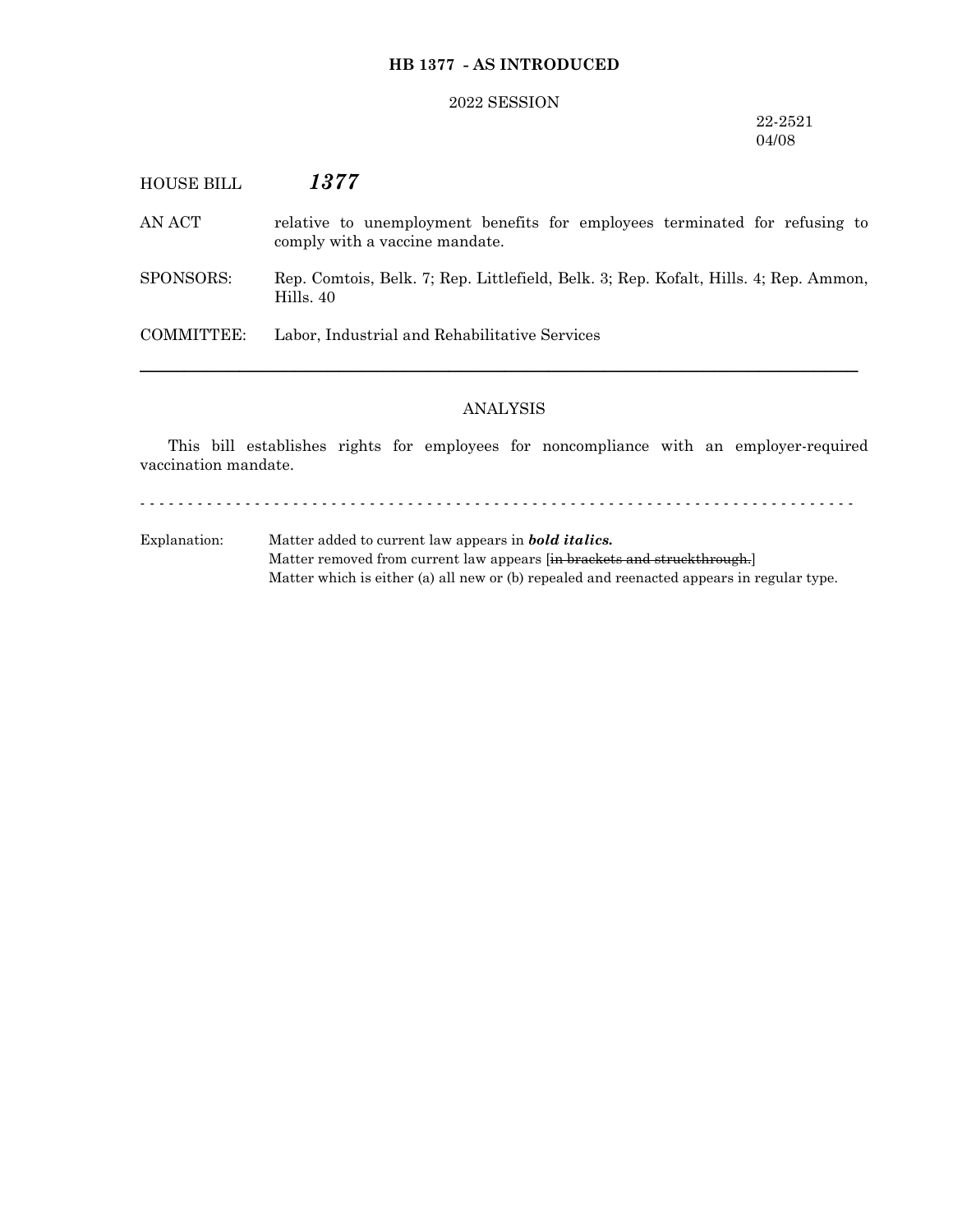**HB 1377 - AS INTRODUCED**

2022 SESSION

22-2521
04/08

HOUSE BILL ***1377***

AN ACT relative to unemployment benefits for employees terminated for refusing to comply with a vaccine mandate.

SPONSORS: Rep. Comtois, Belk. 7; Rep. Littlefield, Belk. 3; Rep. Kofalt, Hills. 4; Rep. Ammon, Hills. 40

COMMITTEE: Labor, Industrial and Rehabilitative Services

---

## ANALYSIS

This bill establishes rights for employees for noncompliance with an employer-required vaccination mandate.

- - - - - - - - - - - - - - - - - - - - - - - - - - - - - - - - - - - - - - - - - - - - - - - - - - - - - - - - - - - - - - - - - - - - - - - - - - -

Explanation: Matter added to current law appears in ***bold italics.***
Matter removed from current law appears [~~in brackets and struckthrough.~~]
Matter which is either (a) all new or (b) repealed and reenacted appears in regular type.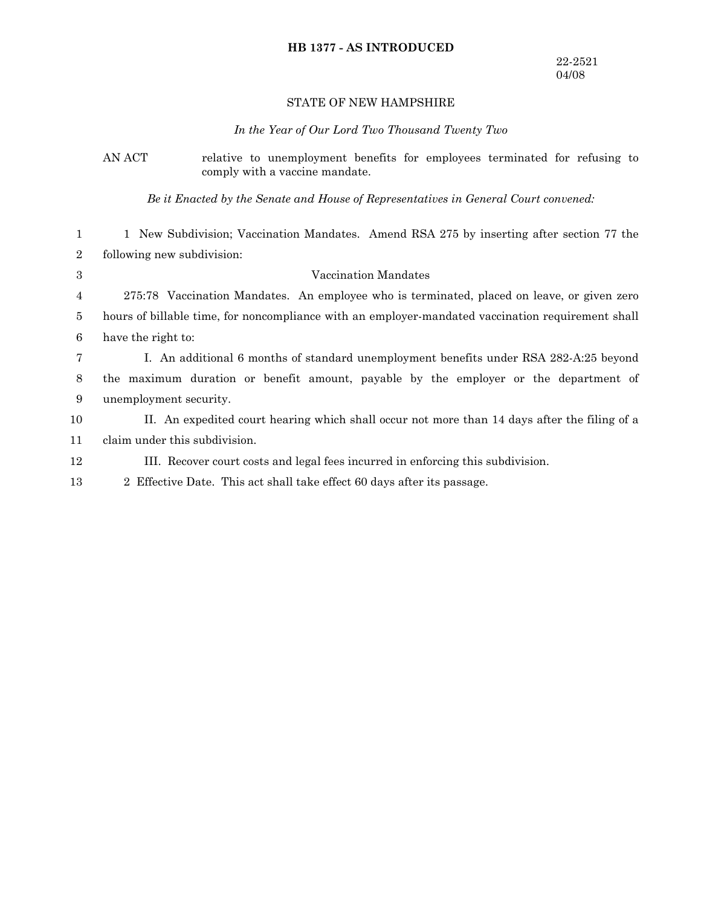**HB 1377 - AS INTRODUCED**

22-2521
04/08

STATE OF NEW HAMPSHIRE

*In the Year of Our Lord Two Thousand Twenty Two*

AN ACT relative to unemployment benefits for employees terminated for refusing to comply with a vaccine mandate.

*Be it Enacted by the Senate and House of Representatives in General Court convened:*

1 1 New Subdivision; Vaccination Mandates. Amend RSA 275 by inserting after section 77 the
2 following new subdivision:

3 Vaccination Mandates

4 275:78 Vaccination Mandates. An employee who is terminated, placed on leave, or given zero
5 hours of billable time, for noncompliance with an employer-mandated vaccination requirement shall
6 have the right to:

7 I. An additional 6 months of standard unemployment benefits under RSA 282-A:25 beyond
8 the maximum duration or benefit amount, payable by the employer or the department of
9 unemployment security.

10 II. An expedited court hearing which shall occur not more than 14 days after the filing of a
11 claim under this subdivision.

12 III. Recover court costs and legal fees incurred in enforcing this subdivision.

13 2 Effective Date. This act shall take effect 60 days after its passage.